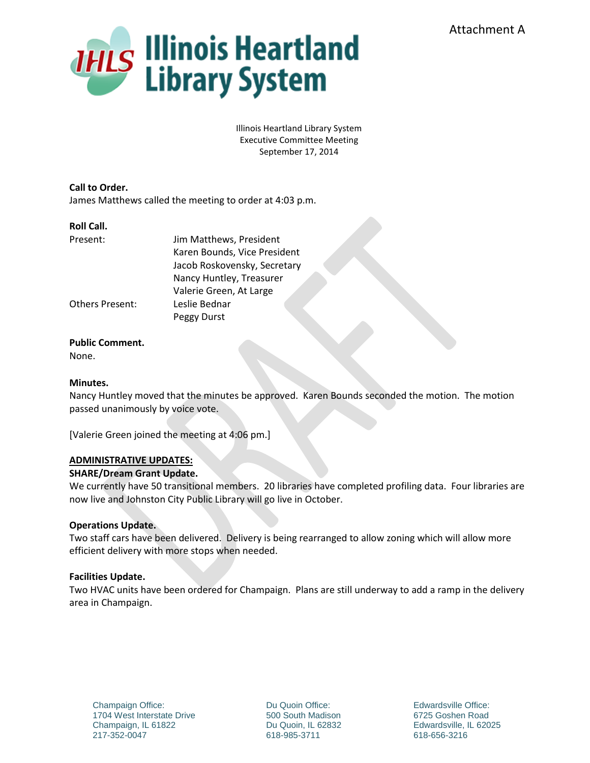Attachment A

# Illinois Heartland Library System

Illinois Heartland Library System
Executive Committee Meeting
September 17, 2014

**Call to Order.**
James Matthews called the meeting to order at 4:03 p.m.

**Roll Call.**

| | |
|---|---|
| Present: | Jim Matthews, President |
| | Karen Bounds, Vice President |
| | Jacob Roskovensky, Secretary |
| | Nancy Huntley, Treasurer |
| | Valerie Green, At Large |
| Others Present: | Leslie Bednar |
| | Peggy Durst |

**Public Comment.**
None.

**Minutes.**
Nancy Huntley moved that the minutes be approved. Karen Bounds seconded the motion. The motion passed unanimously by voice vote.

[Valerie Green joined the meeting at 4:06 pm.]

**ADMINISTRATIVE UPDATES:**

**SHARE/Dream Grant Update.**
We currently have 50 transitional members. 20 libraries have completed profiling data. Four libraries are now live and Johnston City Public Library will go live in October.

**Operations Update.**
Two staff cars have been delivered. Delivery is being rearranged to allow zoning which will allow more efficient delivery with more stops when needed.

**Facilities Update.**
Two HVAC units have been ordered for Champaign. Plans are still underway to add a ramp in the delivery area in Champaign.

Champaign Office:
1704 West Interstate Drive
Champaign, IL 61822
217-352-0047

Du Quoin Office:
500 South Madison
Du Quoin, IL 62832
618-985-3711

Edwardsville Office:
6725 Goshen Road
Edwardsville, IL 62025
618-656-3216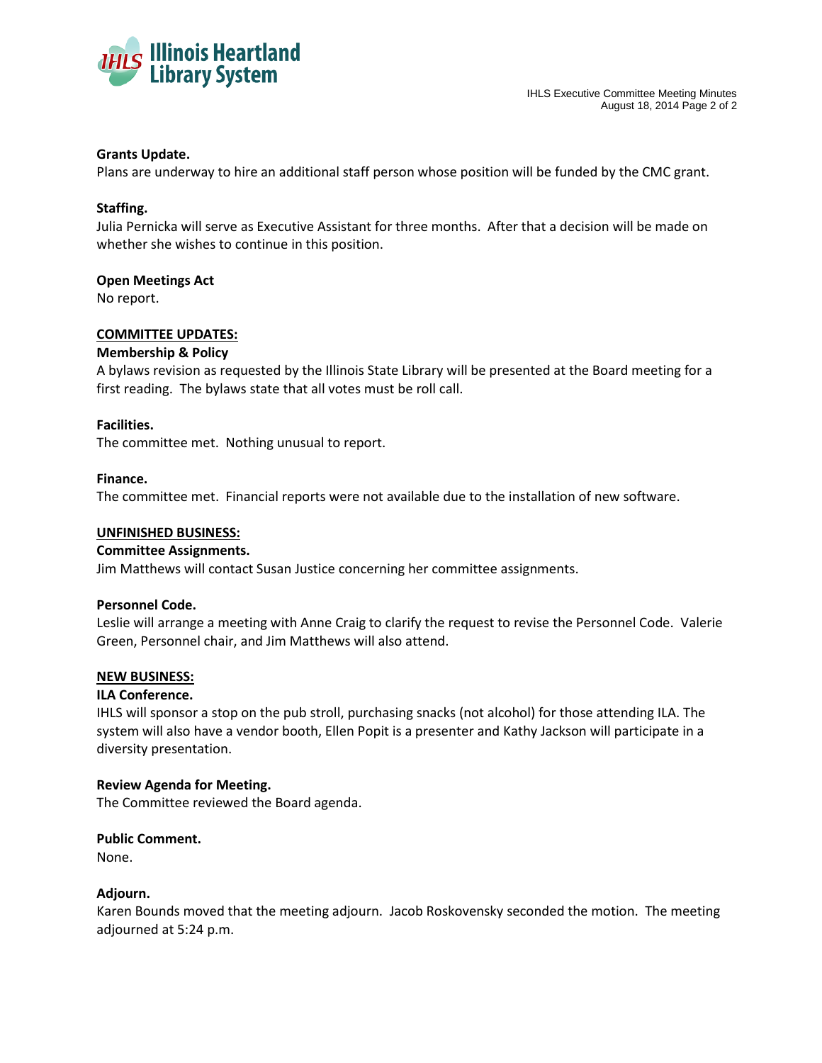**Grants Update.**
Plans are underway to hire an additional staff person whose position will be funded by the CMC grant.

**Staffing.**
Julia Pernicka will serve as Executive Assistant for three months. After that a decision will be made on whether she wishes to continue in this position.

**Open Meetings Act**
No report.

**COMMITTEE UPDATES:**

**Membership & Policy**
A bylaws revision as requested by the Illinois State Library will be presented at the Board meeting for a first reading. The bylaws state that all votes must be roll call.

**Facilities.**
The committee met. Nothing unusual to report.

**Finance.**
The committee met. Financial reports were not available due to the installation of new software.

**UNFINISHED BUSINESS:**

**Committee Assignments.**
Jim Matthews will contact Susan Justice concerning her committee assignments.

**Personnel Code.**
Leslie will arrange a meeting with Anne Craig to clarify the request to revise the Personnel Code. Valerie Green, Personnel chair, and Jim Matthews will also attend.

**NEW BUSINESS:**

**ILA Conference.**
IHLS will sponsor a stop on the pub stroll, purchasing snacks (not alcohol) for those attending ILA. The system will also have a vendor booth, Ellen Popit is a presenter and Kathy Jackson will participate in a diversity presentation.

**Review Agenda for Meeting.**
The Committee reviewed the Board agenda.

**Public Comment.**
None.

**Adjourn.**
Karen Bounds moved that the meeting adjourn. Jacob Roskovensky seconded the motion. The meeting adjourned at 5:24 p.m.